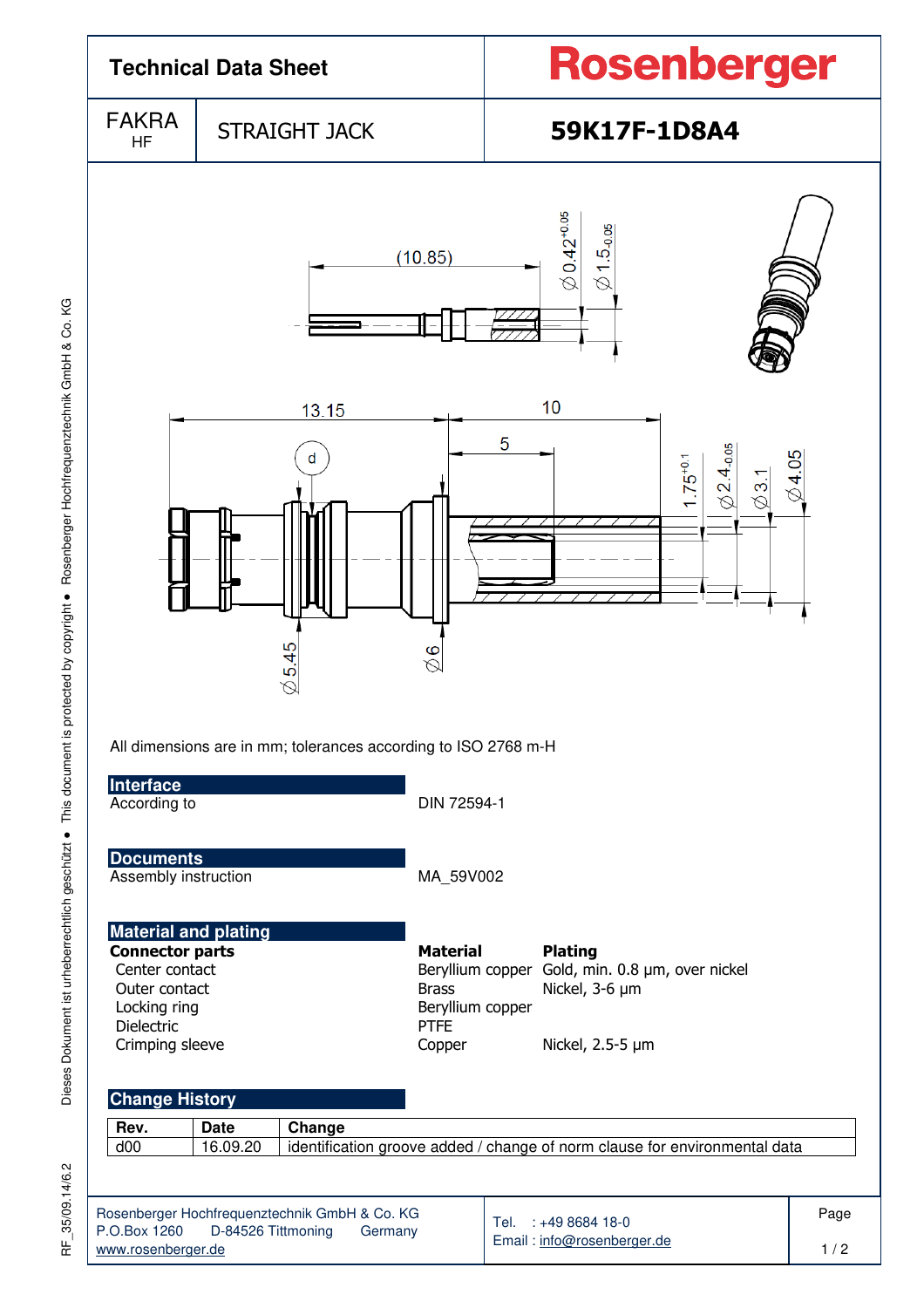# Technical Data Sheet

**Rosenberger**

| FAKRA HF | STRAIGHT JACK | **59K17F-1D8A4** |
|---|---|---|

All dimensions are in mm; tolerances according to ISO 2768 m-H

## Interface

| | |
|---|---|
| According to | DIN 72594-1 |

## Documents

| | |
|---|---|
| Assembly instruction | MA_59V002 |

## Material and plating

| **Connector parts** | **Material** | **Plating** |
|---|---|---|
| Center contact | Beryllium copper | Gold, min. 0.8 µm, over nickel |
| Outer contact | Brass | Nickel, 3-6 µm |
| Locking ring | Beryllium copper | |
| Dielectric | PTFE | |
| Crimping sleeve | Copper | Nickel, 2.5-5 µm |

## Change History

| Rev. | Date | Change |
|---|---|---|
| d00 | 16.09.20 | identification groove added / change of norm clause for environmental data |

Rosenberger Hochfrequenztechnik GmbH & Co. KG
P.O.Box 1260 D-84526 Tittmoning Germany
www.rosenberger.de

Tel. : +49 8684 18-0
Email : info@rosenberger.de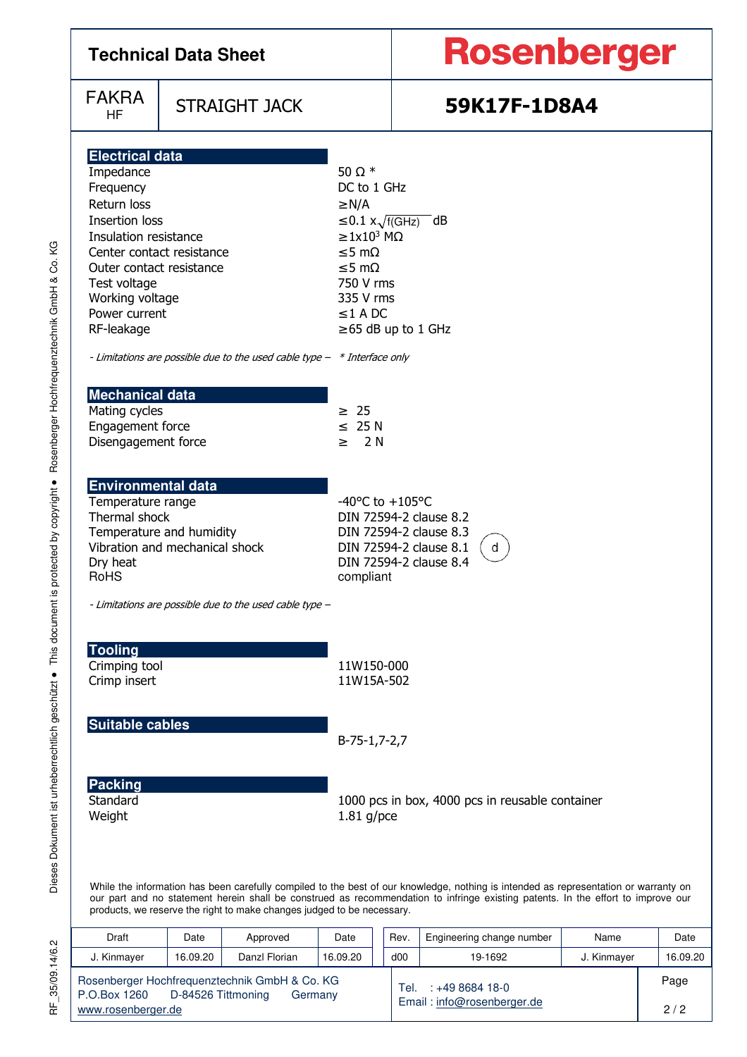# Technical Data Sheet

**Rosenberger**

| | | |
|---|---|---|
| FAKRA HF | STRAIGHT JACK | **59K17F-1D8A4** |

## Electrical data

| | |
|---|---|
| Impedance | 50 Ω * |
| Frequency | DC to 1 GHz |
| Return loss | ≥N/A |
| Insertion loss | $\leq 0.1 \times \sqrt{f(GHz)}$ dB |
| Insulation resistance | $\geq 1 \times 10^3$ MΩ |
| Center contact resistance | ≤5 mΩ |
| Outer contact resistance | ≤5 mΩ |
| Test voltage | 750 V rms |
| Working voltage | 335 V rms |
| Power current | ≤1 A DC |
| RF-leakage | ≥65 dB up to 1 GHz |

*- Limitations are possible due to the used cable type –* *\* Interface only*

## Mechanical data

| | |
|---|---|
| Mating cycles | ≥ 25 |
| Engagement force | ≤ 25 N |
| Disengagement force | ≥ 2 N |

## Environmental data

| | |
|---|---|
| Temperature range | -40°C to +105°C |
| Thermal shock | DIN 72594-2 clause 8.2 |
| Temperature and humidity | DIN 72594-2 clause 8.3 |
| Vibration and mechanical shock | DIN 72594-2 clause 8.1 (d) |
| Dry heat | DIN 72594-2 clause 8.4 |
| RoHS | compliant |

*- Limitations are possible due to the used cable type –*

## Tooling

| | |
|---|---|
| Crimping tool | 11W150-000 |
| Crimp insert | 11W15A-502 |

## Suitable cables

B-75-1,7-2,7

## Packing

| | |
|---|---|
| Standard | 1000 pcs in box, 4000 pcs in reusable container |
| Weight | 1.81 g/pce |

While the information has been carefully compiled to the best of our knowledge, nothing is intended as representation or warranty on our part and no statement herein shall be construed as recommendation to infringe existing patents. In the effort to improve our products, we reserve the right to make changes judged to be necessary.

| Draft | Date | Approved | Date | Rev. | Engineering change number | Name | Date |
|---|---|---|---|---|---|---|---|
| J. Kinmayer | 16.09.20 | Danzl Florian | 16.09.20 | d00 | 19-1692 | J. Kinmayer | 16.09.20 |

Rosenberger Hochfrequenztechnik GmbH & Co. KG
P.O.Box 1260 D-84526 Tittmoning Germany
www.rosenberger.de

Tel. : +49 8684 18-0
Email : info@rosenberger.de

Dieses Dokument ist urheberrechtlich geschützt ● This document is protected by copyright ● Rosenberger Hochfrequenztechnik GmbH & Co. KG

RF_35/09.14/6.2